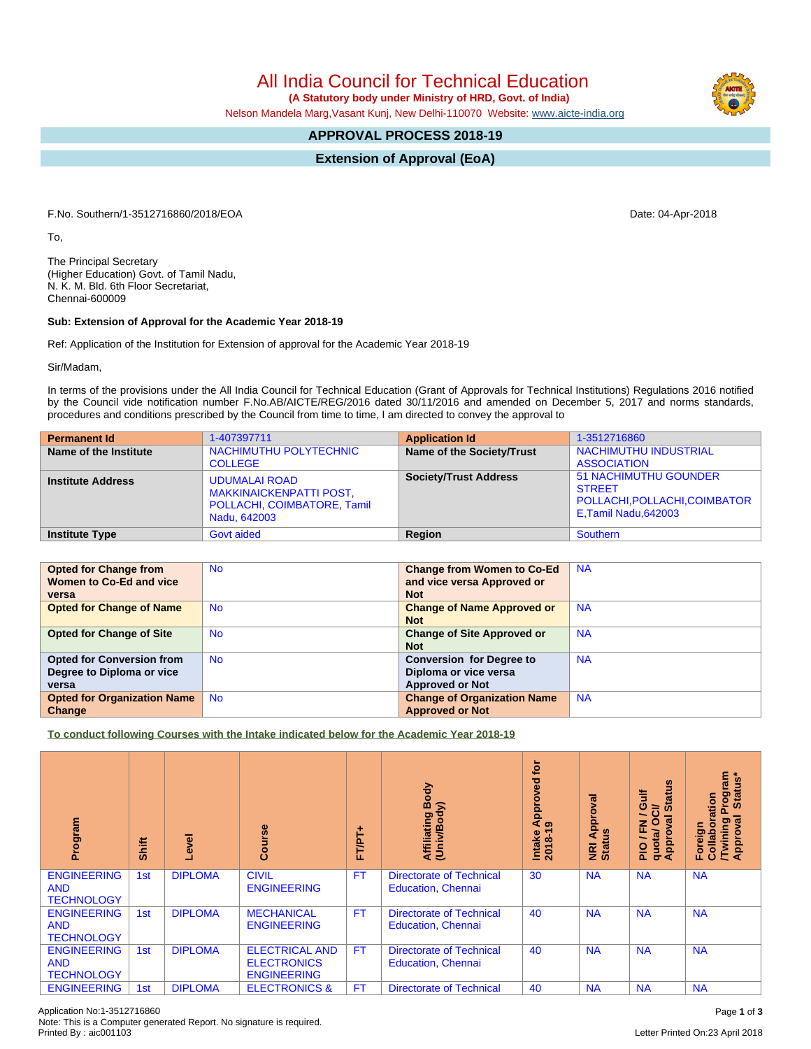# All India Council for Technical Education

**(A Statutory body under Ministry of HRD, Govt. of India)**

Nelson Mandela Marg,Vasant Kunj, New Delhi-110070 Website: www.aicte-india.org

## APPROVAL PROCESS 2018-19

## Extension of Approval (EoA)

F.No. Southern/1-3512716860/2018/EOA

Date: 04-Apr-2018

To,

The Principal Secretary
(Higher Education) Govt. of Tamil Nadu,
N. K. M. Bld. 6th Floor Secretariat,
Chennai-600009

**Sub: Extension of Approval for the Academic Year 2018-19**

Ref: Application of the Institution for Extension of approval for the Academic Year 2018-19

Sir/Madam,

In terms of the provisions under the All India Council for Technical Education (Grant of Approvals for Technical Institutions) Regulations 2016 notified by the Council vide notification number F.No.AB/AICTE/REG/2016 dated 30/11/2016 and amended on December 5, 2017 and norms standards, procedures and conditions prescribed by the Council from time to time, I am directed to convey the approval to

| **Permanent Id** | 1-407397711 | **Application Id** | 1-3512716860 |
|---|---|---|---|
| **Name of the Institute** | NACHIMUTHU POLYTECHNIC COLLEGE | **Name of the Society/Trust** | NACHIMUTHU INDUSTRIAL ASSOCIATION |
| **Institute Address** | UDUMALAI ROAD MAKKINAICKENPATTI POST, POLLACHI, COIMBATORE, Tamil Nadu, 642003 | **Society/Trust Address** | 51 NACHIMUTHU GOUNDER STREET POLLACHI,POLLACHI,COIMBATORE,Tamil Nadu,642003 |
| **Institute Type** | Govt aided | **Region** | Southern |

| **Opted for Change from Women to Co-Ed and vice versa** | No | **Change from Women to Co-Ed and vice versa Approved or Not** | NA |
|---|---|---|---|
| **Opted for Change of Name** | No | **Change of Name Approved or Not** | NA |
| **Opted for Change of Site** | No | **Change of Site Approved or Not** | NA |
| **Opted for Conversion from Degree to Diploma or vice versa** | No | **Conversion for Degree to Diploma or vice versa Approved or Not** | NA |
| **Opted for Organization Name Change** | No | **Change of Organization Name Approved or Not** | NA |

**To conduct following Courses with the Intake indicated below for the Academic Year 2018-19**

| Program | Shift | Level | Course | FT/PT+ | Affiliating Body (Univ/Body) | Intake Approved for 2018-19 | NRI Approval Status | PIO / FN / Gulf quota/ OCI/ Approval Status | Foreign Collaboration /Twining Program Approval Status* |
|---|---|---|---|---|---|---|---|---|---|
| ENGINEERING AND TECHNOLOGY | 1st | DIPLOMA | CIVIL ENGINEERING | FT | Directorate of Technical Education, Chennai | 30 | NA | NA | NA |
| ENGINEERING AND TECHNOLOGY | 1st | DIPLOMA | MECHANICAL ENGINEERING | FT | Directorate of Technical Education, Chennai | 40 | NA | NA | NA |
| ENGINEERING AND TECHNOLOGY | 1st | DIPLOMA | ELECTRICAL AND ELECTRONICS ENGINEERING | FT | Directorate of Technical Education, Chennai | 40 | NA | NA | NA |
| ENGINEERING | 1st | DIPLOMA | ELECTRONICS & | FT | Directorate of Technical | 40 | NA | NA | NA |

Application No:1-3512716860
Note: This is a Computer generated Report. No signature is required.
Printed By : aic001103

Letter Printed On:23 April 2018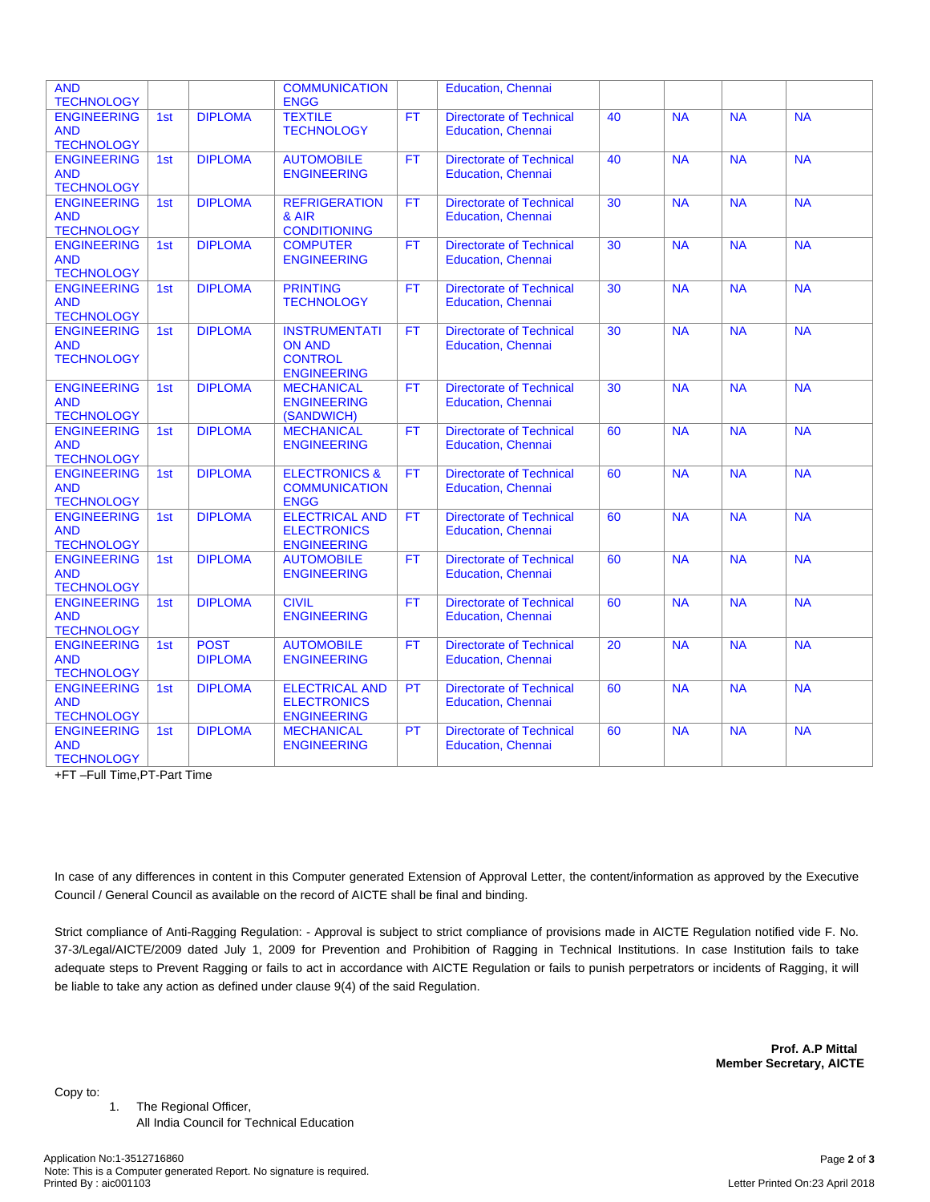| | | | | | | | | | |
|---|---|---|---|---|---|---|---|---|---|
| AND TECHNOLOGY | | | COMMUNICATION ENGG | | Education, Chennai | | | | |
| ENGINEERING AND TECHNOLOGY | 1st | DIPLOMA | TEXTILE TECHNOLOGY | FT | Directorate of Technical Education, Chennai | 40 | NA | NA | NA |
| ENGINEERING AND TECHNOLOGY | 1st | DIPLOMA | AUTOMOBILE ENGINEERING | FT | Directorate of Technical Education, Chennai | 40 | NA | NA | NA |
| ENGINEERING AND TECHNOLOGY | 1st | DIPLOMA | REFRIGERATION & AIR CONDITIONING | FT | Directorate of Technical Education, Chennai | 30 | NA | NA | NA |
| ENGINEERING AND TECHNOLOGY | 1st | DIPLOMA | COMPUTER ENGINEERING | FT | Directorate of Technical Education, Chennai | 30 | NA | NA | NA |
| ENGINEERING AND TECHNOLOGY | 1st | DIPLOMA | PRINTING TECHNOLOGY | FT | Directorate of Technical Education, Chennai | 30 | NA | NA | NA |
| ENGINEERING AND TECHNOLOGY | 1st | DIPLOMA | INSTRUMENTATION AND CONTROL ENGINEERING | FT | Directorate of Technical Education, Chennai | 30 | NA | NA | NA |
| ENGINEERING AND TECHNOLOGY | 1st | DIPLOMA | MECHANICAL ENGINEERING (SANDWICH) | FT | Directorate of Technical Education, Chennai | 30 | NA | NA | NA |
| ENGINEERING AND TECHNOLOGY | 1st | DIPLOMA | MECHANICAL ENGINEERING | FT | Directorate of Technical Education, Chennai | 60 | NA | NA | NA |
| ENGINEERING AND TECHNOLOGY | 1st | DIPLOMA | ELECTRONICS & COMMUNICATION ENGG | FT | Directorate of Technical Education, Chennai | 60 | NA | NA | NA |
| ENGINEERING AND TECHNOLOGY | 1st | DIPLOMA | ELECTRICAL AND ELECTRONICS ENGINEERING | FT | Directorate of Technical Education, Chennai | 60 | NA | NA | NA |
| ENGINEERING AND TECHNOLOGY | 1st | DIPLOMA | AUTOMOBILE ENGINEERING | FT | Directorate of Technical Education, Chennai | 60 | NA | NA | NA |
| ENGINEERING AND TECHNOLOGY | 1st | DIPLOMA | CIVIL ENGINEERING | FT | Directorate of Technical Education, Chennai | 60 | NA | NA | NA |
| ENGINEERING AND TECHNOLOGY | 1st | POST DIPLOMA | AUTOMOBILE ENGINEERING | FT | Directorate of Technical Education, Chennai | 20 | NA | NA | NA |
| ENGINEERING AND TECHNOLOGY | 1st | DIPLOMA | ELECTRICAL AND ELECTRONICS ENGINEERING | PT | Directorate of Technical Education, Chennai | 60 | NA | NA | NA |
| ENGINEERING AND TECHNOLOGY | 1st | DIPLOMA | MECHANICAL ENGINEERING | PT | Directorate of Technical Education, Chennai | 60 | NA | NA | NA |

+FT –Full Time,PT-Part Time

In case of any differences in content in this Computer generated Extension of Approval Letter, the content/information as approved by the Executive Council / General Council as available on the record of AICTE shall be final and binding.

Strict compliance of Anti-Ragging Regulation: - Approval is subject to strict compliance of provisions made in AICTE Regulation notified vide F. No. 37-3/Legal/AICTE/2009 dated July 1, 2009 for Prevention and Prohibition of Ragging in Technical Institutions. In case Institution fails to take adequate steps to Prevent Ragging or fails to act in accordance with AICTE Regulation or fails to punish perpetrators or incidents of Ragging, it will be liable to take any action as defined under clause 9(4) of the said Regulation.

**Prof. A.P Mittal**
**Member Secretary, AICTE**

Copy to:

1. The Regional Officer,
   All India Council for Technical Education

Application No:1-3512716860
Note: This is a Computer generated Report. No signature is required.
Printed By : aic001103

Letter Printed On:23 April 2018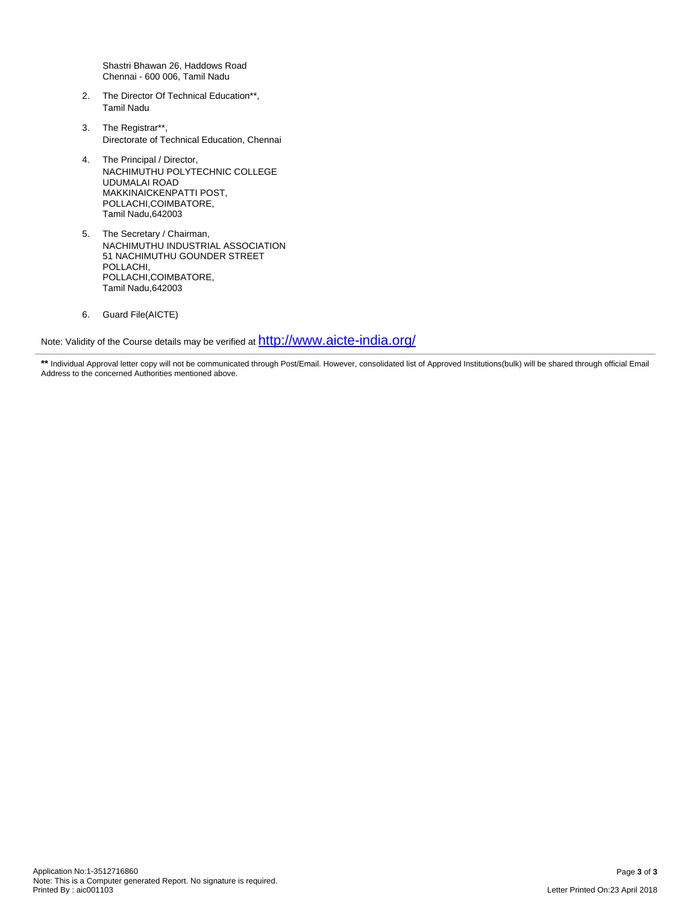Shastri Bhawan 26, Haddows Road
Chennai - 600 006, Tamil Nadu

2. The Director Of Technical Education**,
   Tamil Nadu

3. The Registrar**,
   Directorate of Technical Education, Chennai

4. The Principal / Director,
   NACHIMUTHU POLYTECHNIC COLLEGE
   UDUMALAI ROAD
   MAKKINAICKENPATTI POST,
   POLLACHI,COIMBATORE,
   Tamil Nadu,642003

5. The Secretary / Chairman,
   NACHIMUTHU INDUSTRIAL ASSOCIATION
   51 NACHIMUTHU GOUNDER STREET
   POLLACHI,
   POLLACHI,COIMBATORE,
   Tamil Nadu,642003

6. Guard File(AICTE)

Note: Validity of the Course details may be verified at http://www.aicte-india.org/

---

** Individual Approval letter copy will not be communicated through Post/Email. However, consolidated list of Approved Institutions(bulk) will be shared through official Email Address to the concerned Authorities mentioned above.

Application No:1-3512716860
Note: This is a Computer generated Report. No signature is required.
Printed By : aic001103

Letter Printed On:23 April 2018